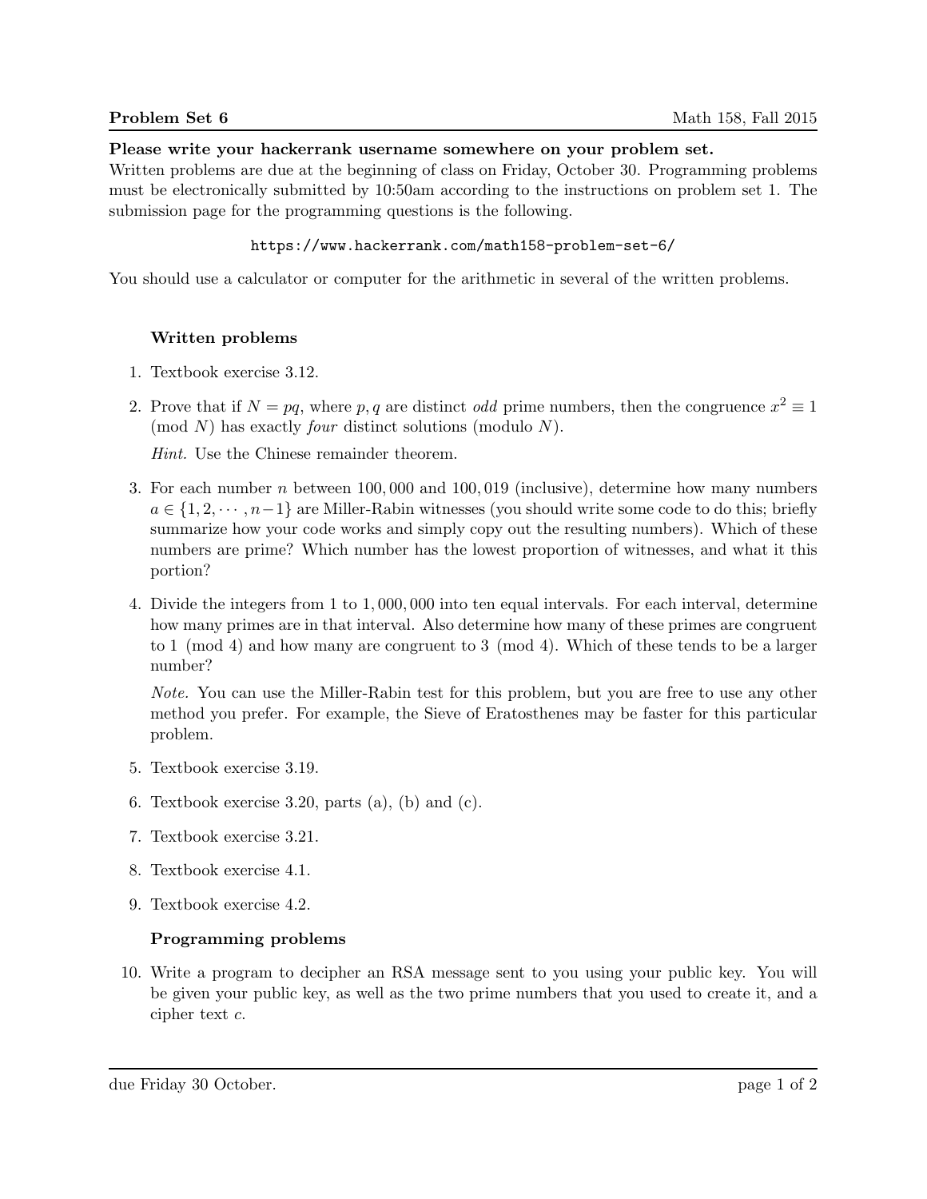**Problem Set 6** Math 158, Fall 2015

**Please write your hackerrank username somewhere on your problem set.**
Written problems are due at the beginning of class on Friday, October 30. Programming problems must be electronically submitted by 10:50am according to the instructions on problem set 1. The submission page for the programming questions is the following.

```
https://www.hackerrank.com/math158-problem-set-6/
```

You should use a calculator or computer for the arithmetic in several of the written problems.

### Written problems

1. Textbook exercise 3.12.

2. Prove that if $N = pq$, where $p, q$ are distinct *odd* prime numbers, then the congruence $x^2 \equiv 1 \pmod{N}$ has exactly *four* distinct solutions (modulo $N$).

   *Hint.* Use the Chinese remainder theorem.

3. For each number $n$ between 100,000 and 100,019 (inclusive), determine how many numbers $a \in \{1, 2, \cdots, n-1\}$ are Miller-Rabin witnesses (you should write some code to do this; briefly summarize how your code works and simply copy out the resulting numbers). Which of these numbers are prime? Which number has the lowest proportion of witnesses, and what it this portion?

4. Divide the integers from 1 to 1,000,000 into ten equal intervals. For each interval, determine how many primes are in that interval. Also determine how many of these primes are congruent to $1 \pmod{4}$ and how many are congruent to $3 \pmod{4}$. Which of these tends to be a larger number?

   *Note.* You can use the Miller-Rabin test for this problem, but you are free to use any other method you prefer. For example, the Sieve of Eratosthenes may be faster for this particular problem.

5. Textbook exercise 3.19.

6. Textbook exercise 3.20, parts (a), (b) and (c).

7. Textbook exercise 3.21.

8. Textbook exercise 4.1.

9. Textbook exercise 4.2.

### Programming problems

10. Write a program to decipher an RSA message sent to you using your public key. You will be given your public key, as well as the two prime numbers that you used to create it, and a cipher text $c$.

due Friday 30 October.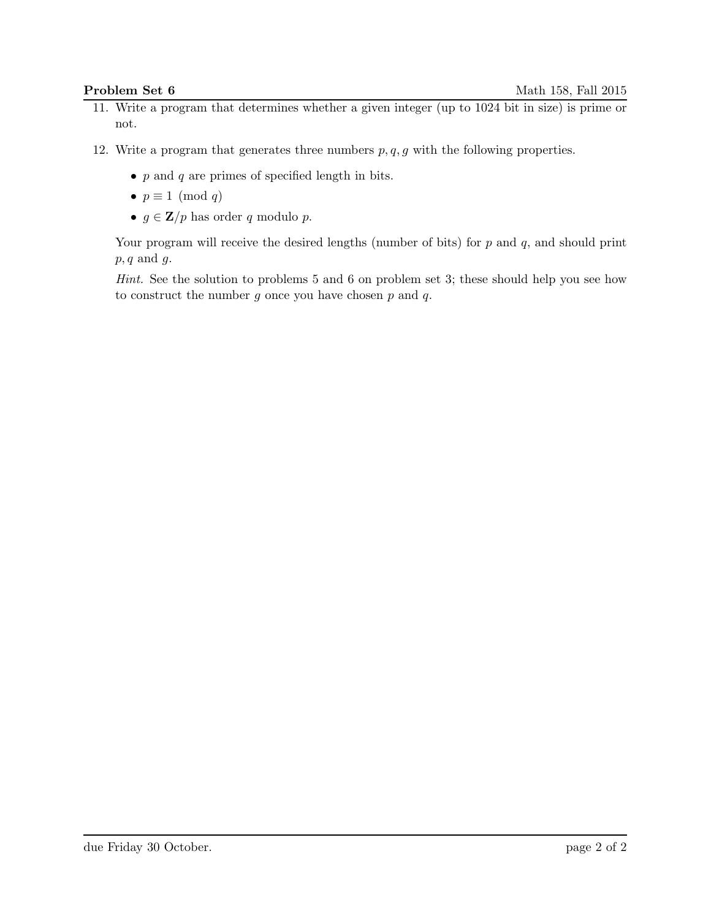11. Write a program that determines whether a given integer (up to 1024 bit in size) is prime or not.

12. Write a program that generates three numbers $p, q, g$ with the following properties.

    - $p$ and $q$ are primes of specified length in bits.
    - $p \equiv 1 \pmod{q}$
    - $g \in \mathbf{Z}/p$ has order $q$ modulo $p$.

    Your program will receive the desired lengths (number of bits) for $p$ and $q$, and should print $p, q$ and $g$.

    *Hint.* See the solution to problems 5 and 6 on problem set 3; these should help you see how to construct the number $g$ once you have chosen $p$ and $q$.

due Friday 30 October.